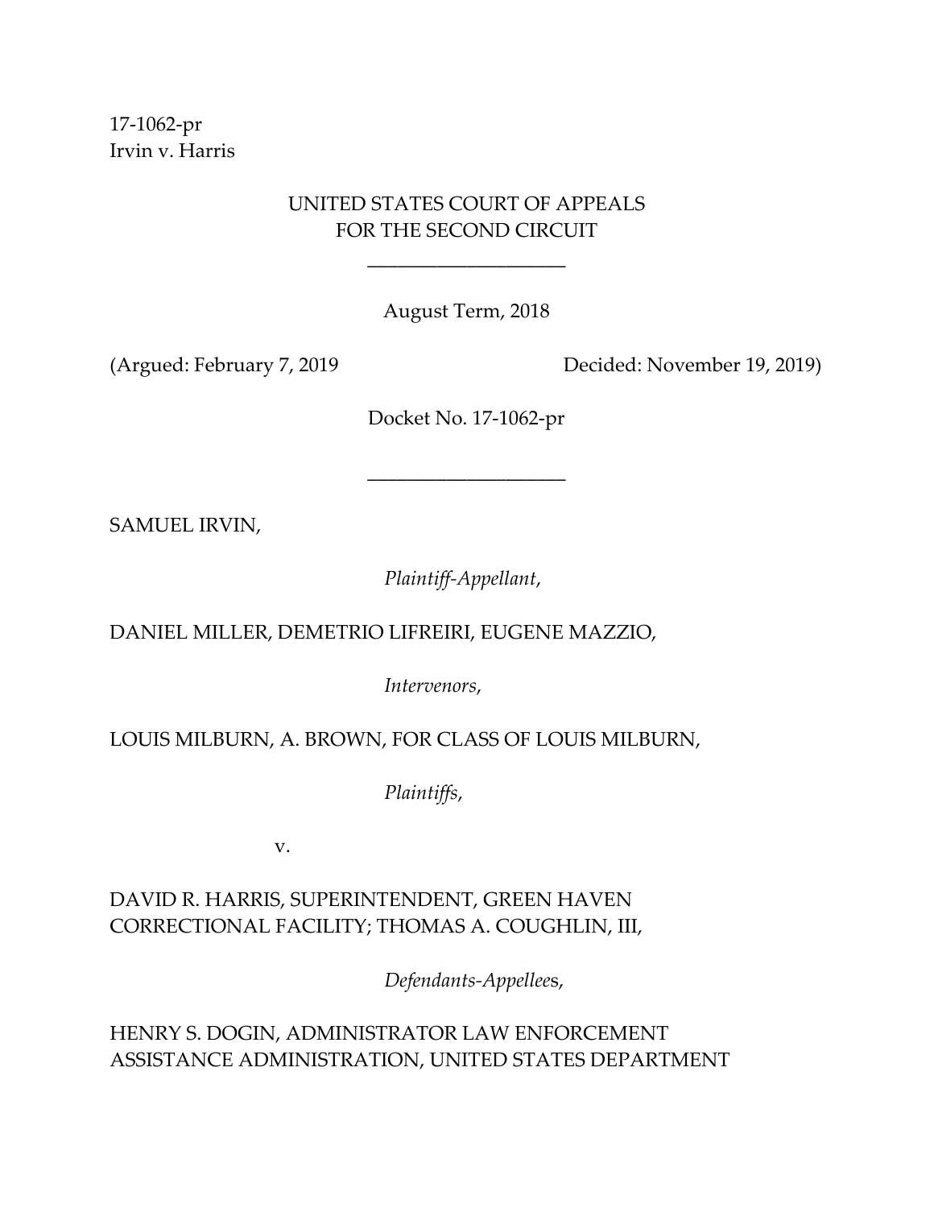17-1062-pr
Irvin v. Harris

UNITED STATES COURT OF APPEALS
FOR THE SECOND CIRCUIT

\_\_\_\_\_\_\_\_\_\_\_\_\_\_\_\_\_\_\_\_

August Term, 2018

(Argued: February 7, 2019 Decided: November 19, 2019)

Docket No. 17-1062-pr

\_\_\_\_\_\_\_\_\_\_\_\_\_\_\_\_\_\_\_\_

SAMUEL IRVIN,

*Plaintiff-Appellant*,

DANIEL MILLER, DEMETRIO LIFREIRI, EUGENE MAZZIO,

*Intervenors*,

LOUIS MILBURN, A. BROWN, FOR CLASS OF LOUIS MILBURN,

*Plaintiffs*,

v.

DAVID R. HARRIS, SUPERINTENDENT, GREEN HAVEN CORRECTIONAL FACILITY; THOMAS A. COUGHLIN, III,

*Defendants-Appellees*,

HENRY S. DOGIN, ADMINISTRATOR LAW ENFORCEMENT ASSISTANCE ADMINISTRATION, UNITED STATES DEPARTMENT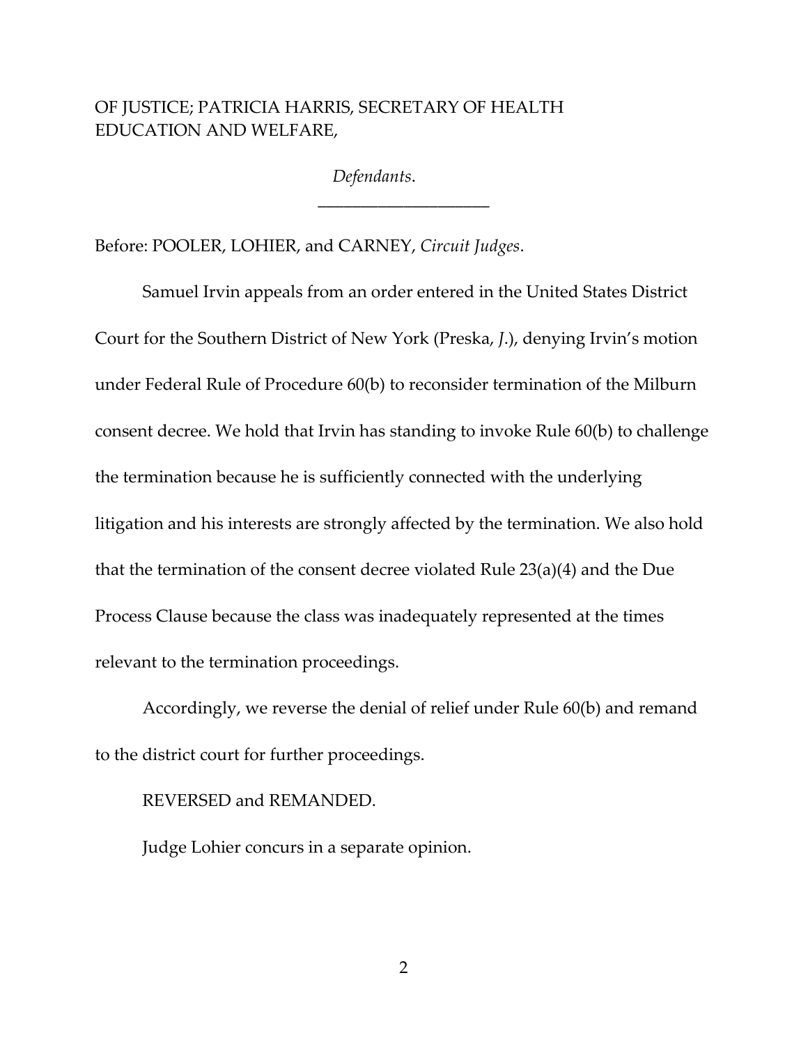OF JUSTICE; PATRICIA HARRIS, SECRETARY OF HEALTH EDUCATION AND WELFARE,

*Defendants*.

\_\_\_\_\_\_\_\_\_\_\_\_\_\_\_\_\_\_\_\_

Before: POOLER, LOHIER, and CARNEY, *Circuit Judges*.

Samuel Irvin appeals from an order entered in the United States District Court for the Southern District of New York (Preska, *J*.), denying Irvin's motion under Federal Rule of Procedure 60(b) to reconsider termination of the Milburn consent decree. We hold that Irvin has standing to invoke Rule 60(b) to challenge the termination because he is sufficiently connected with the underlying litigation and his interests are strongly affected by the termination. We also hold that the termination of the consent decree violated Rule 23(a)(4) and the Due Process Clause because the class was inadequately represented at the times relevant to the termination proceedings.

Accordingly, we reverse the denial of relief under Rule 60(b) and remand to the district court for further proceedings.

REVERSED and REMANDED.

Judge Lohier concurs in a separate opinion.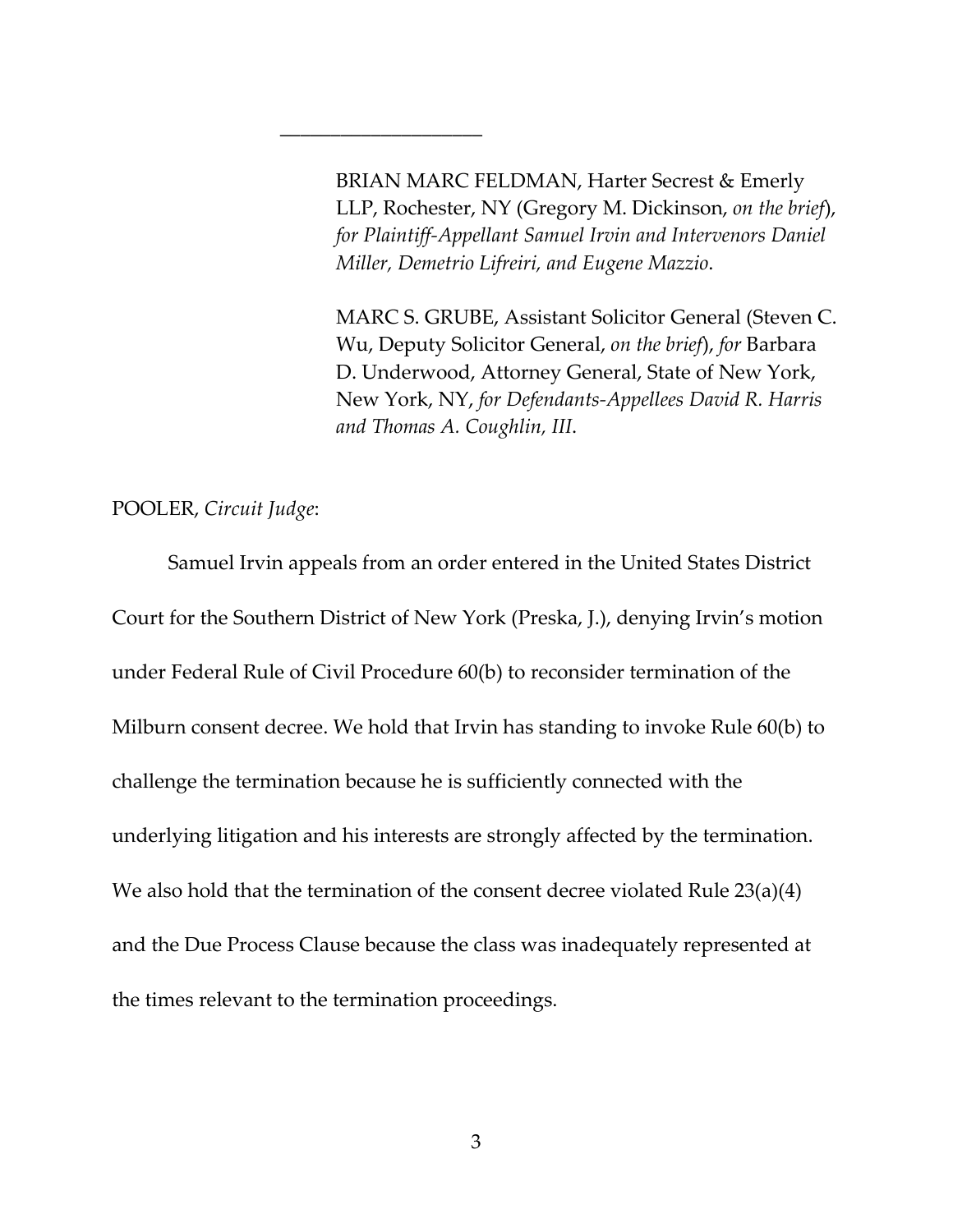\_\_\_\_\_\_\_\_\_\_\_\_\_\_\_\_\_\_\_\_\_

BRIAN MARC FELDMAN, Harter Secrest & Emerly LLP, Rochester, NY (Gregory M. Dickinson, *on the brief*), *for Plaintiff-Appellant Samuel Irvin and Intervenors Daniel Miller, Demetrio Lifreiri, and Eugene Mazzio*.

MARC S. GRUBE, Assistant Solicitor General (Steven C. Wu, Deputy Solicitor General, *on the brief*), *for* Barbara D. Underwood, Attorney General, State of New York, New York, NY, *for Defendants-Appellees David R. Harris and Thomas A. Coughlin, III*.

POOLER, *Circuit Judge*:

Samuel Irvin appeals from an order entered in the United States District Court for the Southern District of New York (Preska, J.), denying Irvin's motion under Federal Rule of Civil Procedure 60(b) to reconsider termination of the Milburn consent decree. We hold that Irvin has standing to invoke Rule 60(b) to challenge the termination because he is sufficiently connected with the underlying litigation and his interests are strongly affected by the termination. We also hold that the termination of the consent decree violated Rule 23(a)(4) and the Due Process Clause because the class was inadequately represented at the times relevant to the termination proceedings.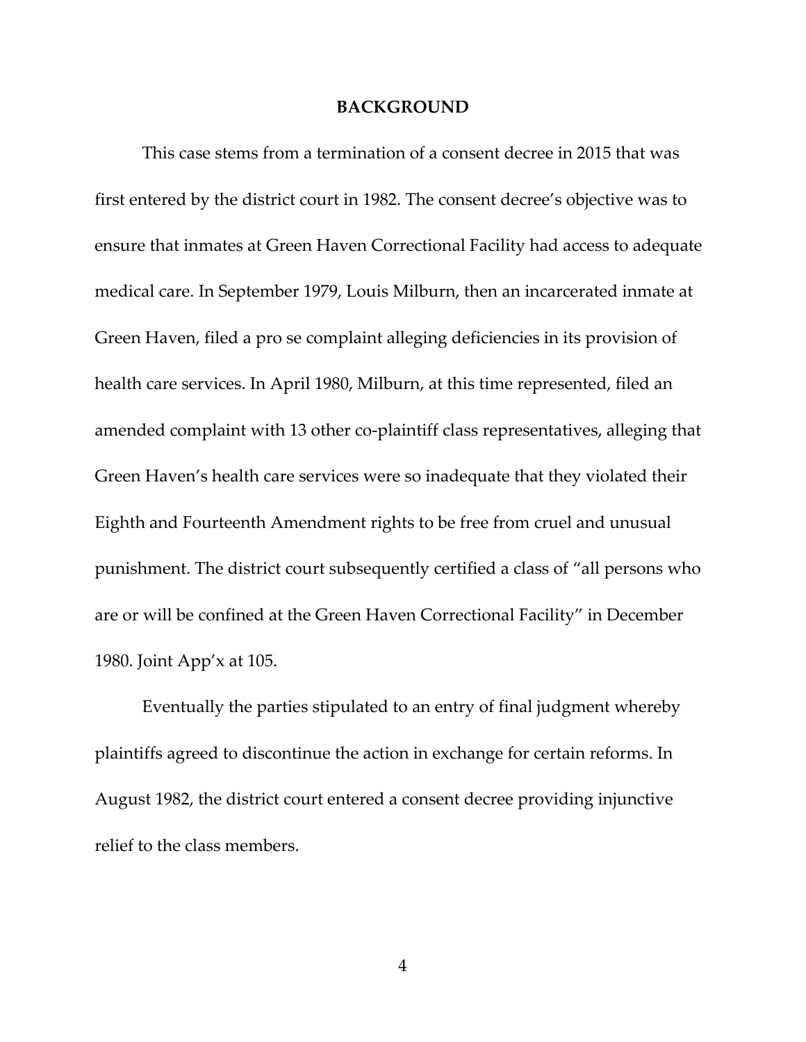## BACKGROUND

This case stems from a termination of a consent decree in 2015 that was first entered by the district court in 1982. The consent decree's objective was to ensure that inmates at Green Haven Correctional Facility had access to adequate medical care. In September 1979, Louis Milburn, then an incarcerated inmate at Green Haven, filed a pro se complaint alleging deficiencies in its provision of health care services. In April 1980, Milburn, at this time represented, filed an amended complaint with 13 other co-plaintiff class representatives, alleging that Green Haven's health care services were so inadequate that they violated their Eighth and Fourteenth Amendment rights to be free from cruel and unusual punishment. The district court subsequently certified a class of "all persons who are or will be confined at the Green Haven Correctional Facility" in December 1980. Joint App'x at 105.

Eventually the parties stipulated to an entry of final judgment whereby plaintiffs agreed to discontinue the action in exchange for certain reforms. In August 1982, the district court entered a consent decree providing injunctive relief to the class members.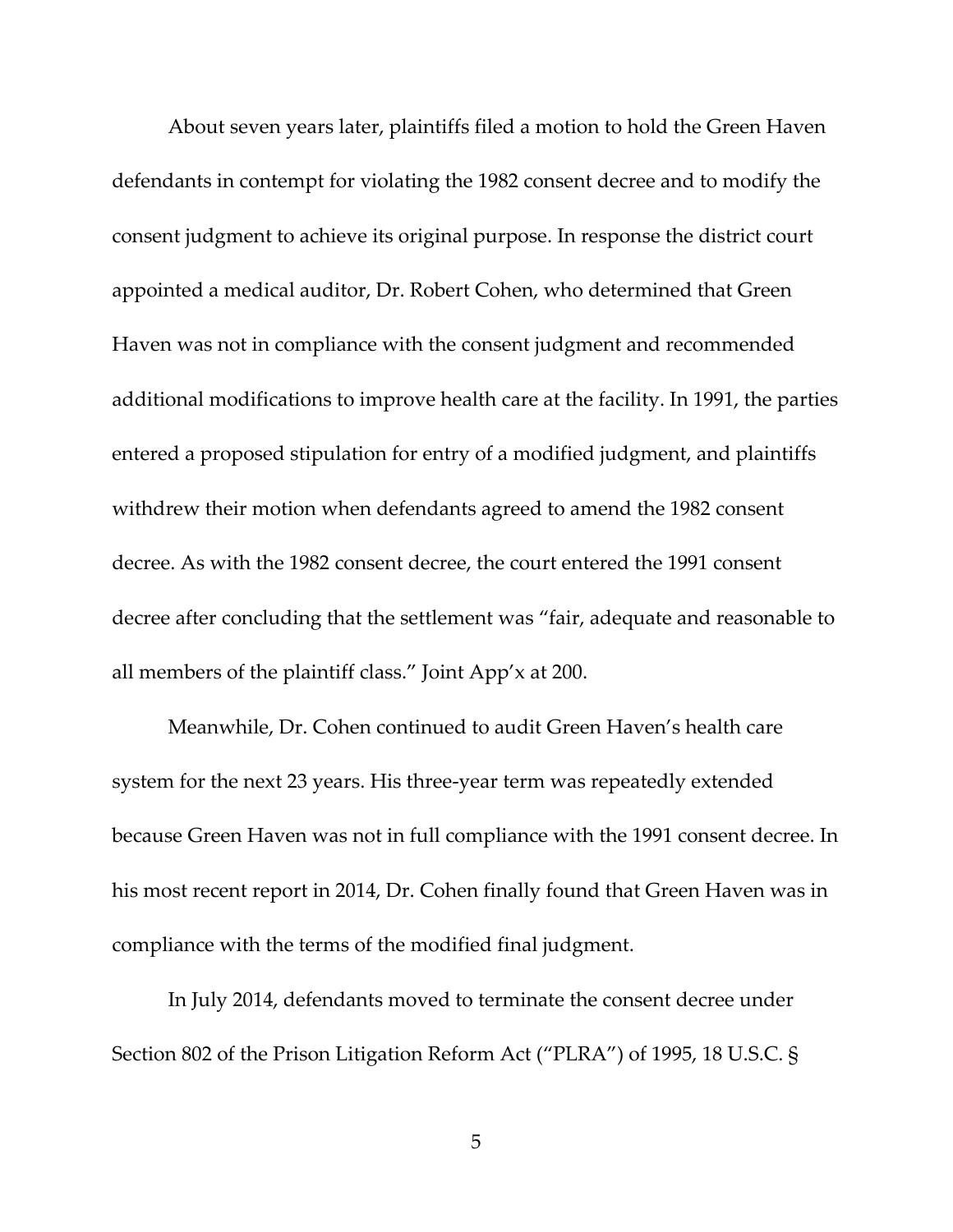About seven years later, plaintiffs filed a motion to hold the Green Haven defendants in contempt for violating the 1982 consent decree and to modify the consent judgment to achieve its original purpose. In response the district court appointed a medical auditor, Dr. Robert Cohen, who determined that Green Haven was not in compliance with the consent judgment and recommended additional modifications to improve health care at the facility. In 1991, the parties entered a proposed stipulation for entry of a modified judgment, and plaintiffs withdrew their motion when defendants agreed to amend the 1982 consent decree. As with the 1982 consent decree, the court entered the 1991 consent decree after concluding that the settlement was "fair, adequate and reasonable to all members of the plaintiff class." Joint App'x at 200.

Meanwhile, Dr. Cohen continued to audit Green Haven's health care system for the next 23 years. His three-year term was repeatedly extended because Green Haven was not in full compliance with the 1991 consent decree. In his most recent report in 2014, Dr. Cohen finally found that Green Haven was in compliance with the terms of the modified final judgment.

In July 2014, defendants moved to terminate the consent decree under Section 802 of the Prison Litigation Reform Act ("PLRA") of 1995, 18 U.S.C. §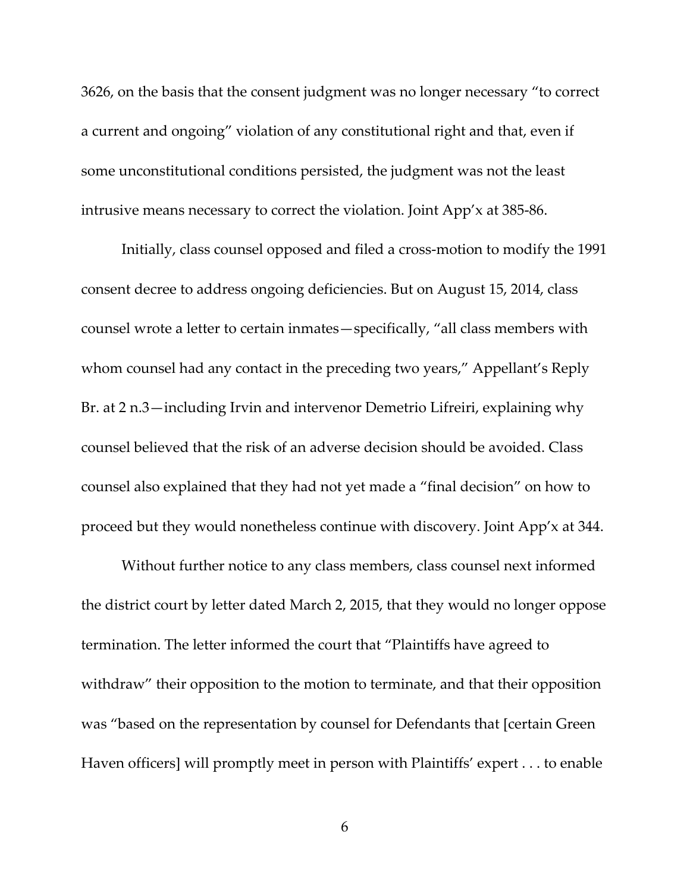3626, on the basis that the consent judgment was no longer necessary "to correct a current and ongoing" violation of any constitutional right and that, even if some unconstitutional conditions persisted, the judgment was not the least intrusive means necessary to correct the violation. Joint App'x at 385-86.

Initially, class counsel opposed and filed a cross-motion to modify the 1991 consent decree to address ongoing deficiencies. But on August 15, 2014, class counsel wrote a letter to certain inmates—specifically, "all class members with whom counsel had any contact in the preceding two years," Appellant's Reply Br. at 2 n.3—including Irvin and intervenor Demetrio Lifreiri, explaining why counsel believed that the risk of an adverse decision should be avoided. Class counsel also explained that they had not yet made a "final decision" on how to proceed but they would nonetheless continue with discovery. Joint App'x at 344.

Without further notice to any class members, class counsel next informed the district court by letter dated March 2, 2015, that they would no longer oppose termination. The letter informed the court that "Plaintiffs have agreed to withdraw" their opposition to the motion to terminate, and that their opposition was "based on the representation by counsel for Defendants that [certain Green Haven officers] will promptly meet in person with Plaintiffs' expert . . . to enable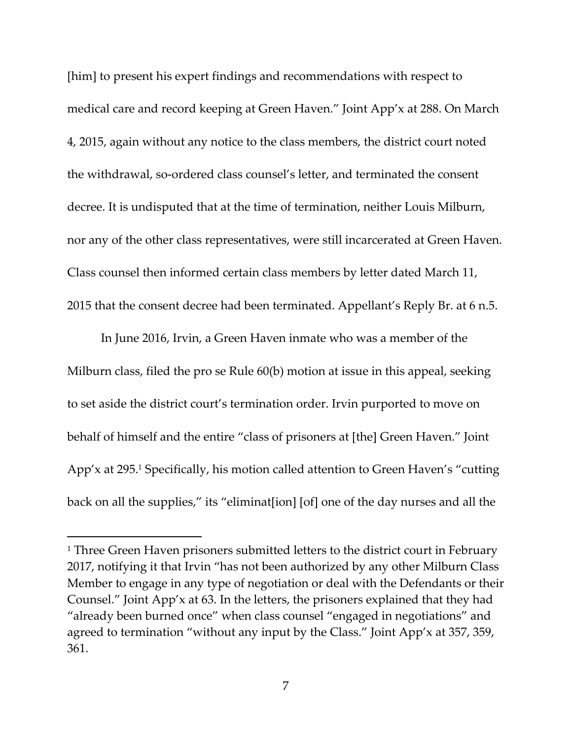[him] to present his expert findings and recommendations with respect to medical care and record keeping at Green Haven." Joint App'x at 288. On March 4, 2015, again without any notice to the class members, the district court noted the withdrawal, so-ordered class counsel's letter, and terminated the consent decree. It is undisputed that at the time of termination, neither Louis Milburn, nor any of the other class representatives, were still incarcerated at Green Haven. Class counsel then informed certain class members by letter dated March 11, 2015 that the consent decree had been terminated. Appellant's Reply Br. at 6 n.5.

In June 2016, Irvin, a Green Haven inmate who was a member of the Milburn class, filed the pro se Rule 60(b) motion at issue in this appeal, seeking to set aside the district court's termination order. Irvin purported to move on behalf of himself and the entire "class of prisoners at [the] Green Haven." Joint App'x at 295.[1] Specifically, his motion called attention to Green Haven's "cutting back on all the supplies," its "eliminat[ion] [of] one of the day nurses and all the

[1] Three Green Haven prisoners submitted letters to the district court in February 2017, notifying it that Irvin "has not been authorized by any other Milburn Class Member to engage in any type of negotiation or deal with the Defendants or their Counsel." Joint App'x at 63. In the letters, the prisoners explained that they had "already been burned once" when class counsel "engaged in negotiations" and agreed to termination "without any input by the Class." Joint App'x at 357, 359, 361.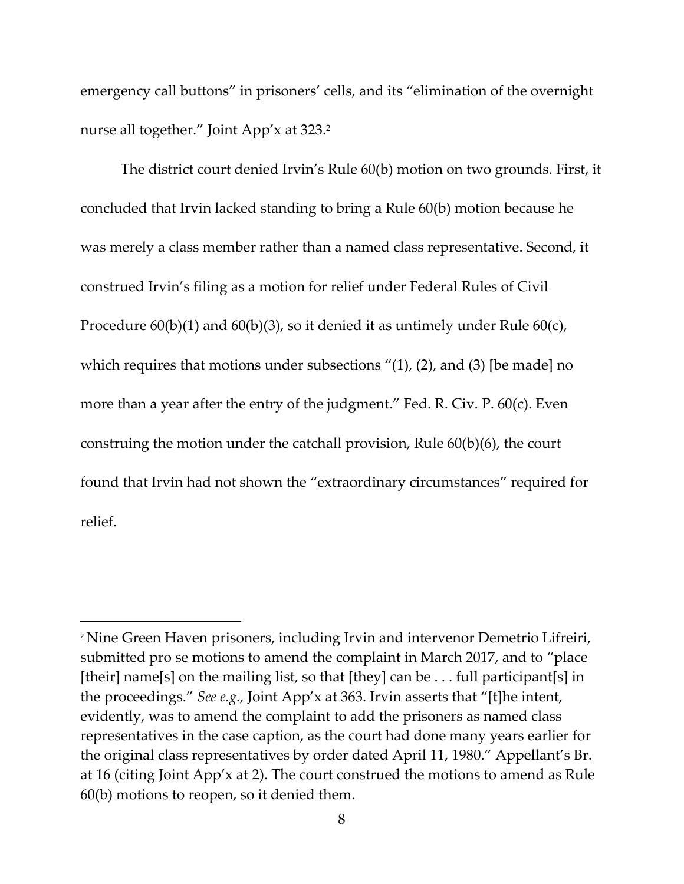emergency call buttons" in prisoners' cells, and its "elimination of the overnight nurse all together." Joint App'x at 323.[2]

The district court denied Irvin's Rule 60(b) motion on two grounds. First, it concluded that Irvin lacked standing to bring a Rule 60(b) motion because he was merely a class member rather than a named class representative. Second, it construed Irvin's filing as a motion for relief under Federal Rules of Civil Procedure 60(b)(1) and 60(b)(3), so it denied it as untimely under Rule 60(c), which requires that motions under subsections "(1), (2), and (3) [be made] no more than a year after the entry of the judgment." Fed. R. Civ. P. 60(c). Even construing the motion under the catchall provision, Rule 60(b)(6), the court found that Irvin had not shown the "extraordinary circumstances" required for relief.

---

[2] Nine Green Haven prisoners, including Irvin and intervenor Demetrio Lifreiri, submitted pro se motions to amend the complaint in March 2017, and to "place [their] name[s] on the mailing list, so that [they] can be . . . full participant[s] in the proceedings." *See e.g.,* Joint App'x at 363. Irvin asserts that "[t]he intent, evidently, was to amend the complaint to add the prisoners as named class representatives in the case caption, as the court had done many years earlier for the original class representatives by order dated April 11, 1980." Appellant's Br. at 16 (citing Joint App'x at 2). The court construed the motions to amend as Rule 60(b) motions to reopen, so it denied them.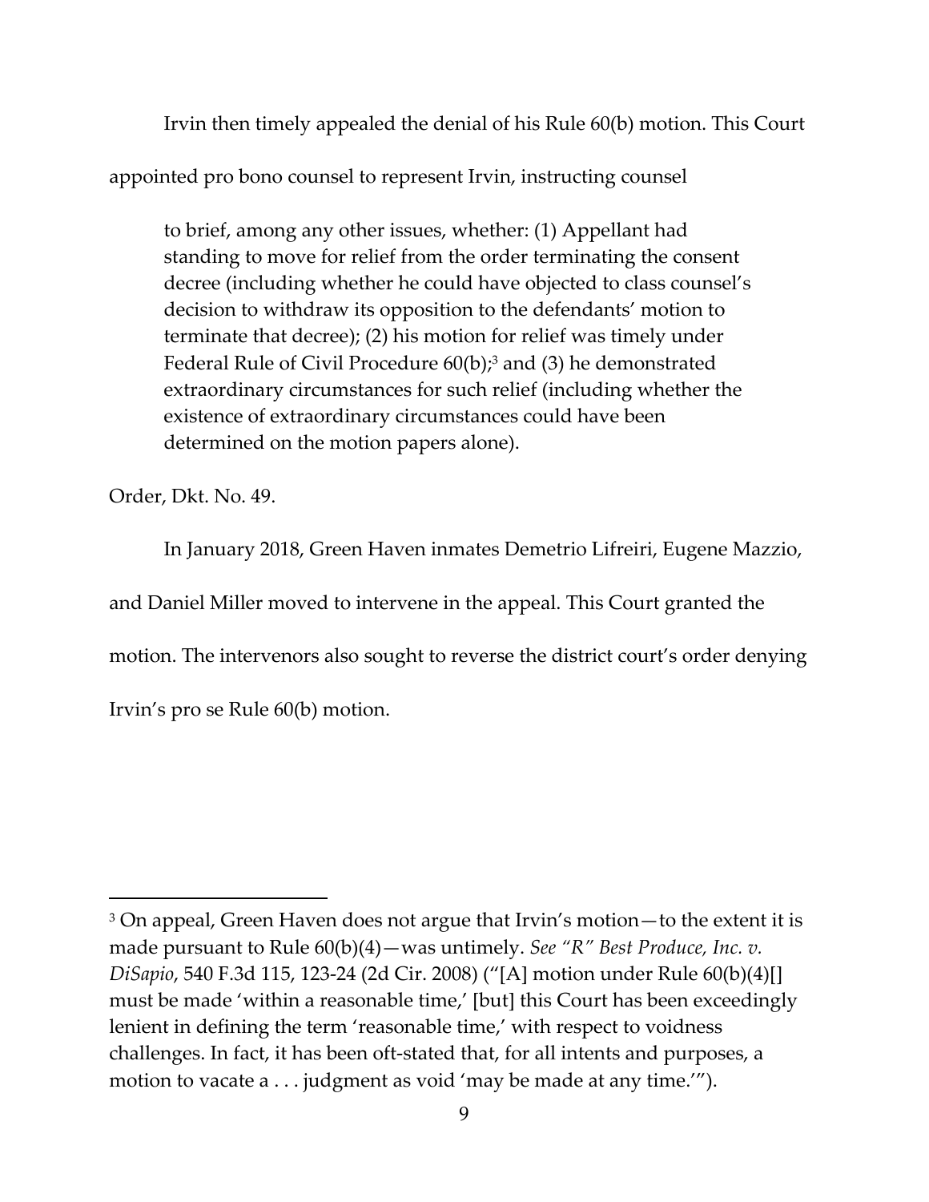Irvin then timely appealed the denial of his Rule 60(b) motion. This Court appointed pro bono counsel to represent Irvin, instructing counsel

> to brief, among any other issues, whether: (1) Appellant had standing to move for relief from the order terminating the consent decree (including whether he could have objected to class counsel's decision to withdraw its opposition to the defendants' motion to terminate that decree); (2) his motion for relief was timely under Federal Rule of Civil Procedure 60(b);[3] and (3) he demonstrated extraordinary circumstances for such relief (including whether the existence of extraordinary circumstances could have been determined on the motion papers alone).

Order, Dkt. No. 49.

In January 2018, Green Haven inmates Demetrio Lifreiri, Eugene Mazzio, and Daniel Miller moved to intervene in the appeal. This Court granted the motion. The intervenors also sought to reverse the district court's order denying Irvin's pro se Rule 60(b) motion.

---

[3] On appeal, Green Haven does not argue that Irvin's motion—to the extent it is made pursuant to Rule 60(b)(4)—was untimely. *See "R" Best Produce, Inc. v. DiSapio*, 540 F.3d 115, 123-24 (2d Cir. 2008) ("[A] motion under Rule 60(b)(4)[] must be made 'within a reasonable time,' [but] this Court has been exceedingly lenient in defining the term 'reasonable time,' with respect to voidness challenges. In fact, it has been oft-stated that, for all intents and purposes, a motion to vacate a . . . judgment as void 'may be made at any time.'").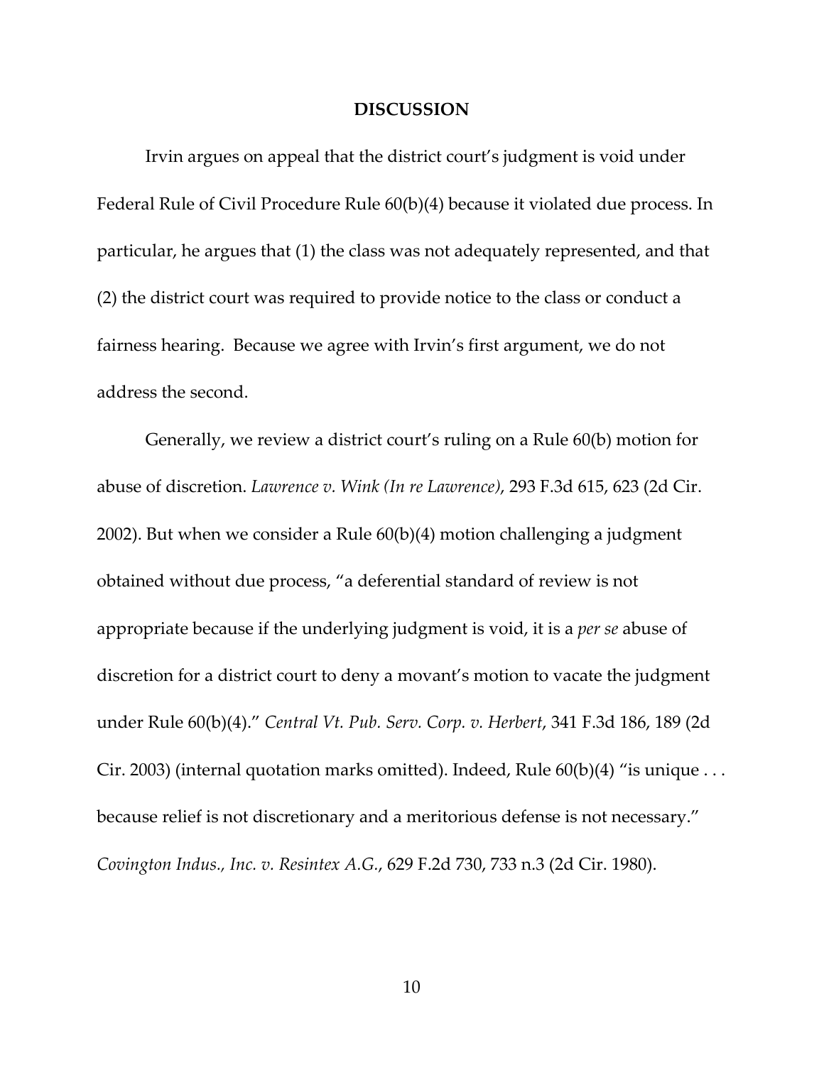## DISCUSSION

Irvin argues on appeal that the district court's judgment is void under Federal Rule of Civil Procedure Rule 60(b)(4) because it violated due process. In particular, he argues that (1) the class was not adequately represented, and that (2) the district court was required to provide notice to the class or conduct a fairness hearing. Because we agree with Irvin's first argument, we do not address the second.

Generally, we review a district court's ruling on a Rule 60(b) motion for abuse of discretion. *Lawrence v. Wink (In re Lawrence)*, 293 F.3d 615, 623 (2d Cir. 2002). But when we consider a Rule 60(b)(4) motion challenging a judgment obtained without due process, "a deferential standard of review is not appropriate because if the underlying judgment is void, it is a *per se* abuse of discretion for a district court to deny a movant's motion to vacate the judgment under Rule 60(b)(4)." *Central Vt. Pub. Serv. Corp. v. Herbert*, 341 F.3d 186, 189 (2d Cir. 2003) (internal quotation marks omitted). Indeed, Rule 60(b)(4) "is unique . . . because relief is not discretionary and a meritorious defense is not necessary." *Covington Indus., Inc. v. Resintex A.G.*, 629 F.2d 730, 733 n.3 (2d Cir. 1980).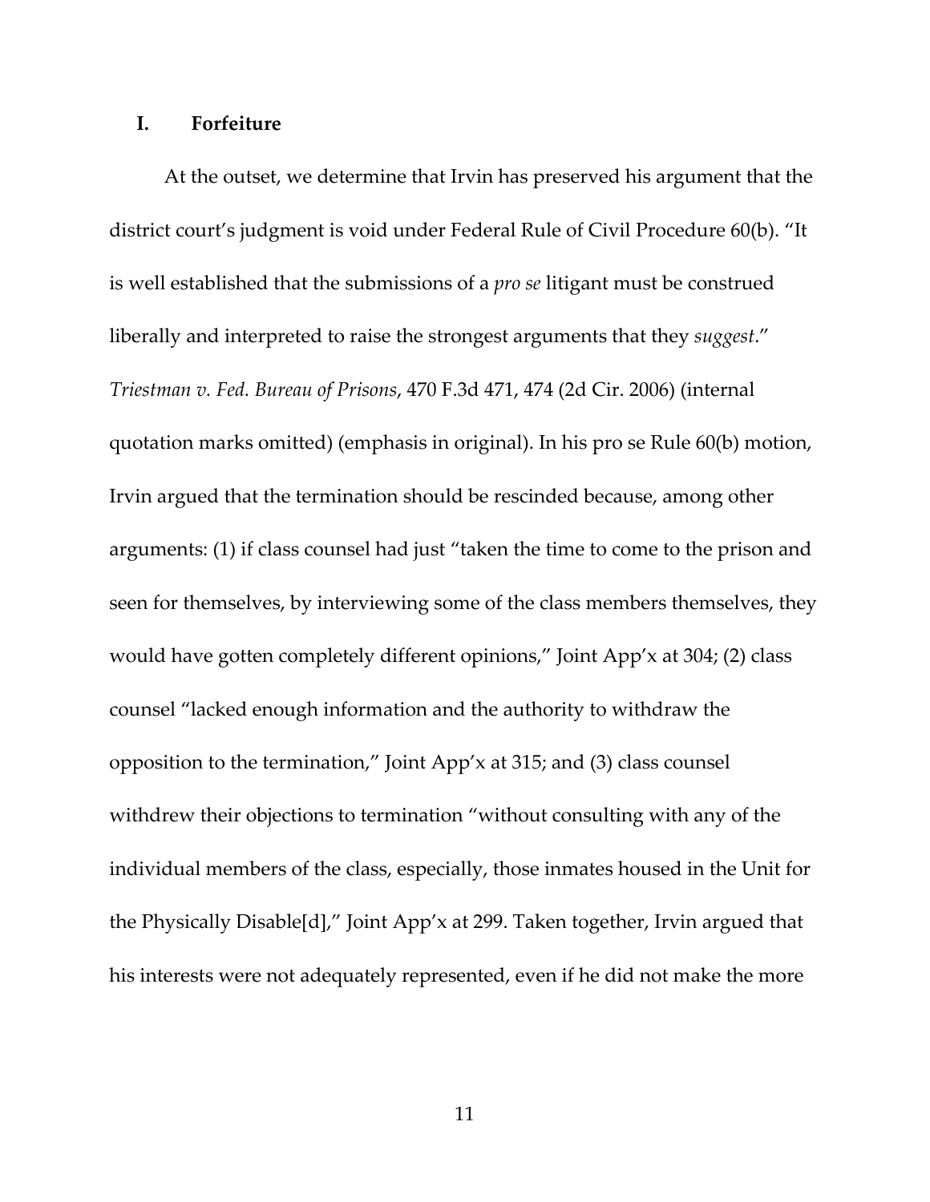## I. Forfeiture

At the outset, we determine that Irvin has preserved his argument that the district court's judgment is void under Federal Rule of Civil Procedure 60(b). "It is well established that the submissions of a *pro se* litigant must be construed liberally and interpreted to raise the strongest arguments that they *suggest*." *Triestman v. Fed. Bureau of Prisons*, 470 F.3d 471, 474 (2d Cir. 2006) (internal quotation marks omitted) (emphasis in original). In his pro se Rule 60(b) motion, Irvin argued that the termination should be rescinded because, among other arguments: (1) if class counsel had just "taken the time to come to the prison and seen for themselves, by interviewing some of the class members themselves, they would have gotten completely different opinions," Joint App'x at 304; (2) class counsel "lacked enough information and the authority to withdraw the opposition to the termination," Joint App'x at 315; and (3) class counsel withdrew their objections to termination "without consulting with any of the individual members of the class, especially, those inmates housed in the Unit for the Physically Disable[d]," Joint App'x at 299. Taken together, Irvin argued that his interests were not adequately represented, even if he did not make the more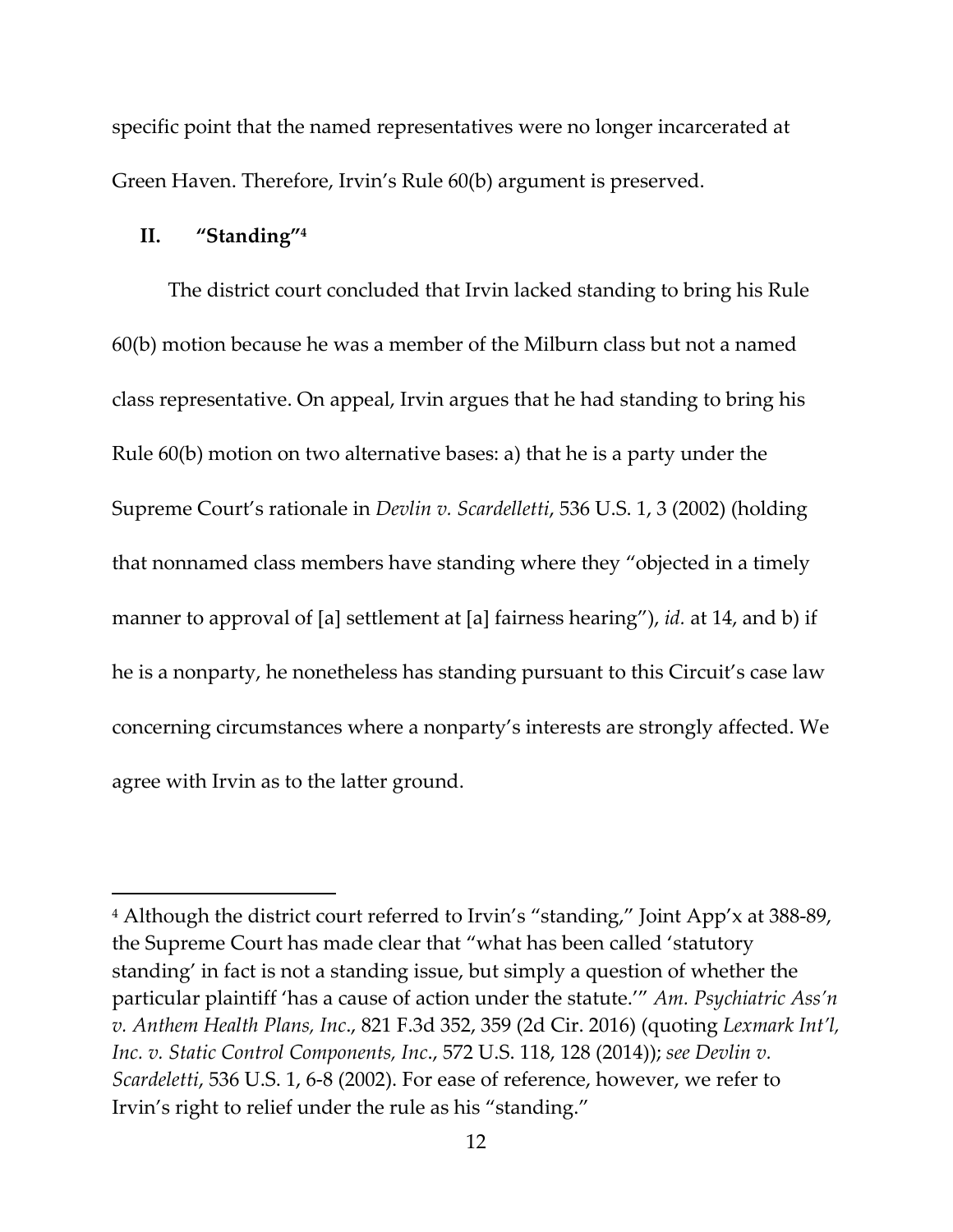specific point that the named representatives were no longer incarcerated at Green Haven. Therefore, Irvin's Rule 60(b) argument is preserved.

## II. "Standing"[4]

The district court concluded that Irvin lacked standing to bring his Rule 60(b) motion because he was a member of the Milburn class but not a named class representative. On appeal, Irvin argues that he had standing to bring his Rule 60(b) motion on two alternative bases: a) that he is a party under the Supreme Court's rationale in *Devlin v. Scardelletti*, 536 U.S. 1, 3 (2002) (holding that nonnamed class members have standing where they "objected in a timely manner to approval of [a] settlement at [a] fairness hearing"), *id.* at 14, and b) if he is a nonparty, he nonetheless has standing pursuant to this Circuit's case law concerning circumstances where a nonparty's interests are strongly affected. We agree with Irvin as to the latter ground.

---

[4] Although the district court referred to Irvin's "standing," Joint App'x at 388-89, the Supreme Court has made clear that "what has been called 'statutory standing' in fact is not a standing issue, but simply a question of whether the particular plaintiff 'has a cause of action under the statute.'" *Am. Psychiatric Ass'n v. Anthem Health Plans, Inc.*, 821 F.3d 352, 359 (2d Cir. 2016) (quoting *Lexmark Int'l, Inc. v. Static Control Components, Inc.*, 572 U.S. 118, 128 (2014)); *see Devlin v. Scardeletti*, 536 U.S. 1, 6-8 (2002). For ease of reference, however, we refer to Irvin's right to relief under the rule as his "standing."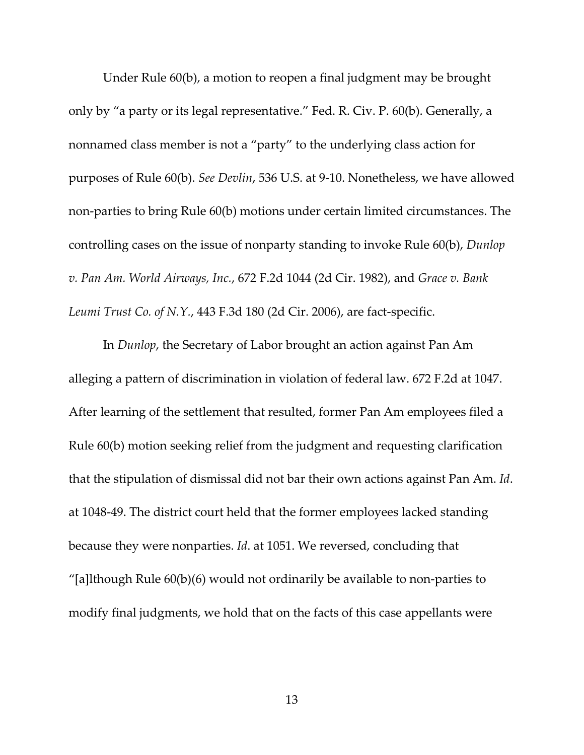Under Rule 60(b), a motion to reopen a final judgment may be brought only by "a party or its legal representative." Fed. R. Civ. P. 60(b). Generally, a nonnamed class member is not a "party" to the underlying class action for purposes of Rule 60(b). *See Devlin*, 536 U.S. at 9-10. Nonetheless, we have allowed non-parties to bring Rule 60(b) motions under certain limited circumstances. The controlling cases on the issue of nonparty standing to invoke Rule 60(b), *Dunlop v. Pan Am. World Airways, Inc.*, 672 F.2d 1044 (2d Cir. 1982), and *Grace v. Bank Leumi Trust Co. of N.Y.*, 443 F.3d 180 (2d Cir. 2006), are fact-specific.

In *Dunlop*, the Secretary of Labor brought an action against Pan Am alleging a pattern of discrimination in violation of federal law. 672 F.2d at 1047. After learning of the settlement that resulted, former Pan Am employees filed a Rule 60(b) motion seeking relief from the judgment and requesting clarification that the stipulation of dismissal did not bar their own actions against Pan Am. *Id*. at 1048-49. The district court held that the former employees lacked standing because they were nonparties. *Id*. at 1051. We reversed, concluding that "[a]lthough Rule 60(b)(6) would not ordinarily be available to non-parties to modify final judgments, we hold that on the facts of this case appellants were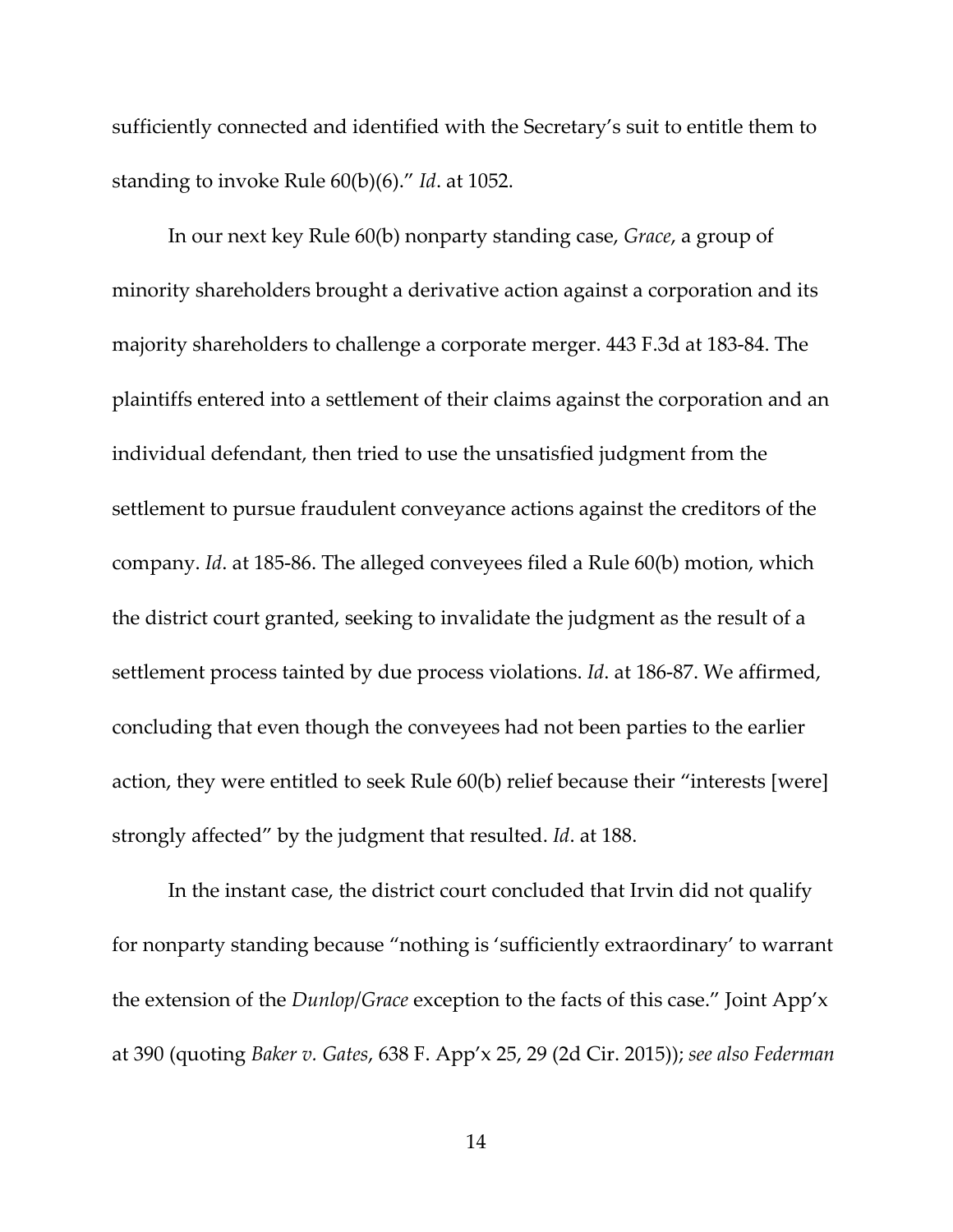sufficiently connected and identified with the Secretary's suit to entitle them to standing to invoke Rule 60(b)(6)." *Id*. at 1052.

In our next key Rule 60(b) nonparty standing case, *Grace*, a group of minority shareholders brought a derivative action against a corporation and its majority shareholders to challenge a corporate merger. 443 F.3d at 183-84. The plaintiffs entered into a settlement of their claims against the corporation and an individual defendant, then tried to use the unsatisfied judgment from the settlement to pursue fraudulent conveyance actions against the creditors of the company. *Id*. at 185-86. The alleged conveyees filed a Rule 60(b) motion, which the district court granted, seeking to invalidate the judgment as the result of a settlement process tainted by due process violations. *Id*. at 186-87. We affirmed, concluding that even though the conveyees had not been parties to the earlier action, they were entitled to seek Rule 60(b) relief because their "interests [were] strongly affected" by the judgment that resulted. *Id*. at 188.

In the instant case, the district court concluded that Irvin did not qualify for nonparty standing because "nothing is 'sufficiently extraordinary' to warrant the extension of the *Dunlop*/*Grace* exception to the facts of this case." Joint App'x at 390 (quoting *Baker v. Gates*, 638 F. App'x 25, 29 (2d Cir. 2015)); *see also Federman*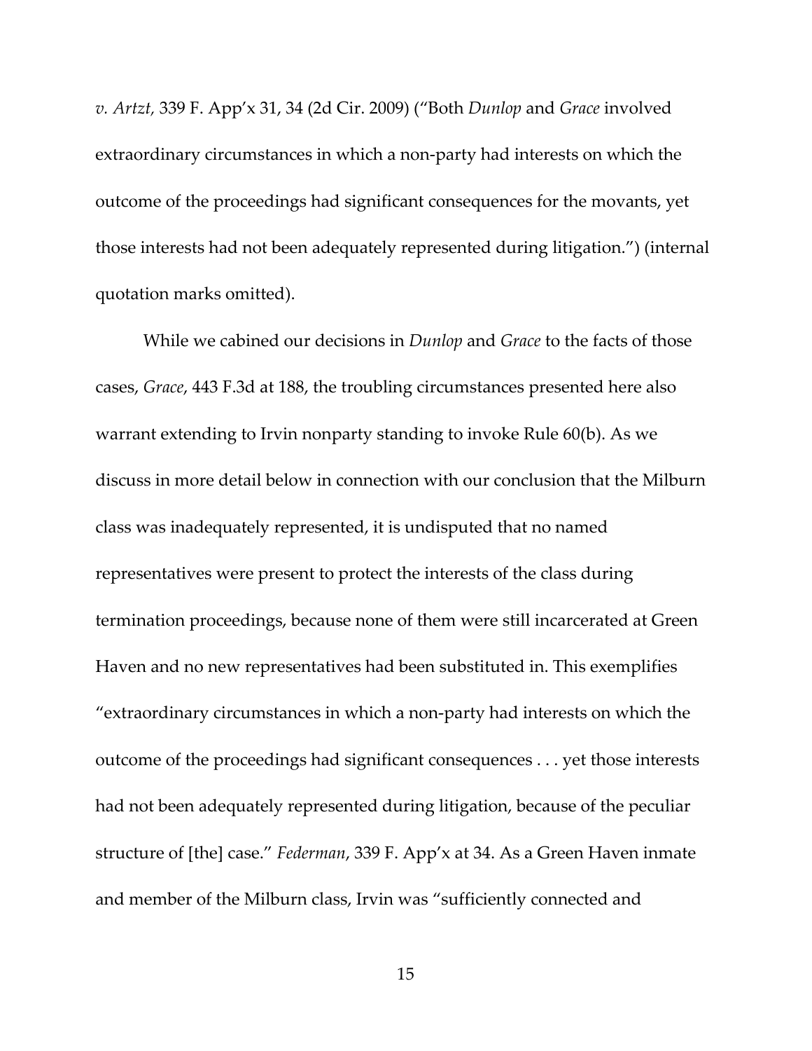*v. Artzt,* 339 F. App'x 31, 34 (2d Cir. 2009) ("Both *Dunlop* and *Grace* involved extraordinary circumstances in which a non-party had interests on which the outcome of the proceedings had significant consequences for the movants, yet those interests had not been adequately represented during litigation.") (internal quotation marks omitted).

While we cabined our decisions in *Dunlop* and *Grace* to the facts of those cases, *Grace*, 443 F.3d at 188, the troubling circumstances presented here also warrant extending to Irvin nonparty standing to invoke Rule 60(b). As we discuss in more detail below in connection with our conclusion that the Milburn class was inadequately represented, it is undisputed that no named representatives were present to protect the interests of the class during termination proceedings, because none of them were still incarcerated at Green Haven and no new representatives had been substituted in. This exemplifies "extraordinary circumstances in which a non-party had interests on which the outcome of the proceedings had significant consequences . . . yet those interests had not been adequately represented during litigation, because of the peculiar structure of [the] case." *Federman*, 339 F. App'x at 34. As a Green Haven inmate and member of the Milburn class, Irvin was "sufficiently connected and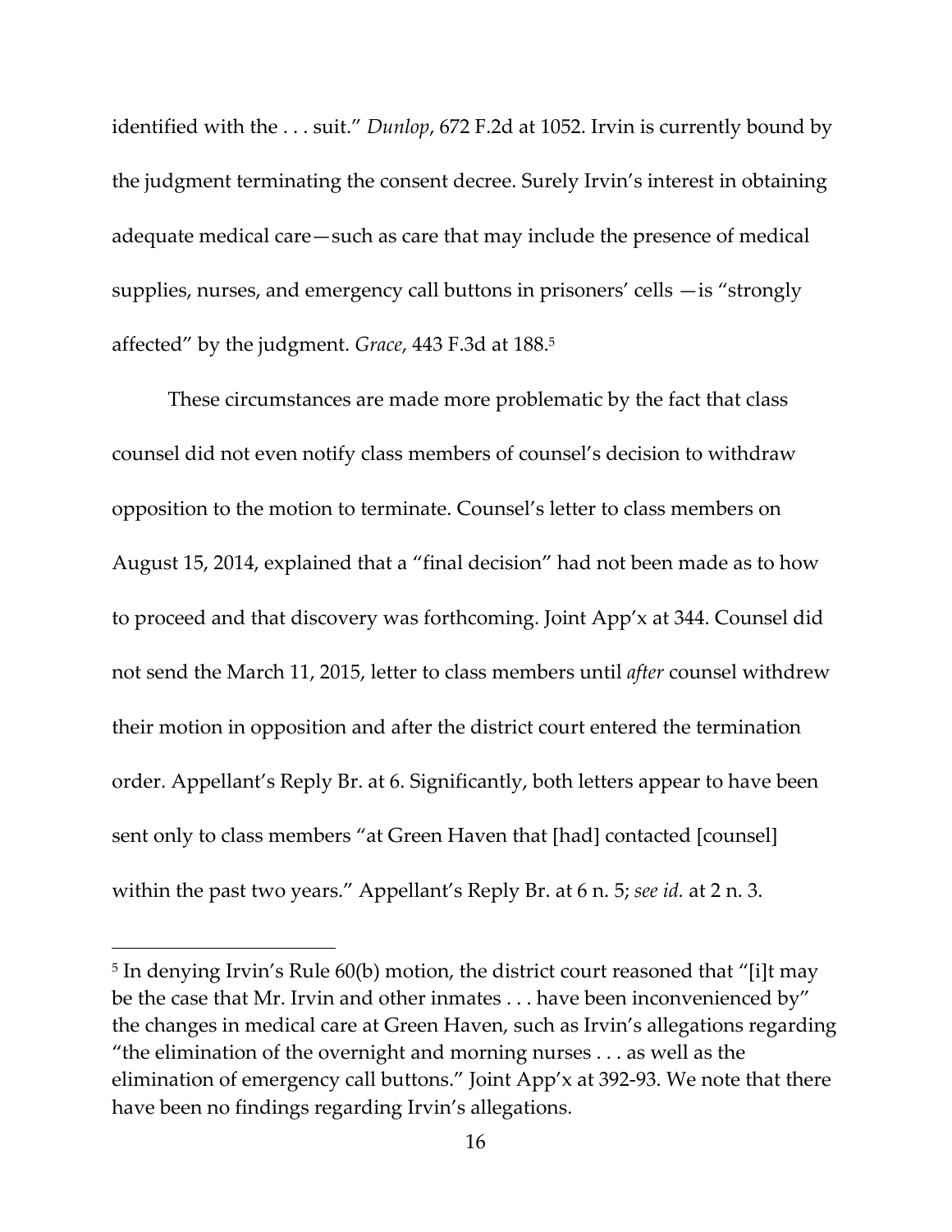identified with the . . . suit." *Dunlop*, 672 F.2d at 1052. Irvin is currently bound by the judgment terminating the consent decree. Surely Irvin's interest in obtaining adequate medical care—such as care that may include the presence of medical supplies, nurses, and emergency call buttons in prisoners' cells —is "strongly affected" by the judgment. *Grace*, 443 F.3d at 188.[5]

These circumstances are made more problematic by the fact that class counsel did not even notify class members of counsel's decision to withdraw opposition to the motion to terminate. Counsel's letter to class members on August 15, 2014, explained that a "final decision" had not been made as to how to proceed and that discovery was forthcoming. Joint App'x at 344. Counsel did not send the March 11, 2015, letter to class members until *after* counsel withdrew their motion in opposition and after the district court entered the termination order. Appellant's Reply Br. at 6. Significantly, both letters appear to have been sent only to class members "at Green Haven that [had] contacted [counsel] within the past two years." Appellant's Reply Br. at 6 n. 5; *see id.* at 2 n. 3.

---

[5] In denying Irvin's Rule 60(b) motion, the district court reasoned that "[i]t may be the case that Mr. Irvin and other inmates . . . have been inconvenienced by" the changes in medical care at Green Haven, such as Irvin's allegations regarding "the elimination of the overnight and morning nurses . . . as well as the elimination of emergency call buttons." Joint App'x at 392-93. We note that there have been no findings regarding Irvin's allegations.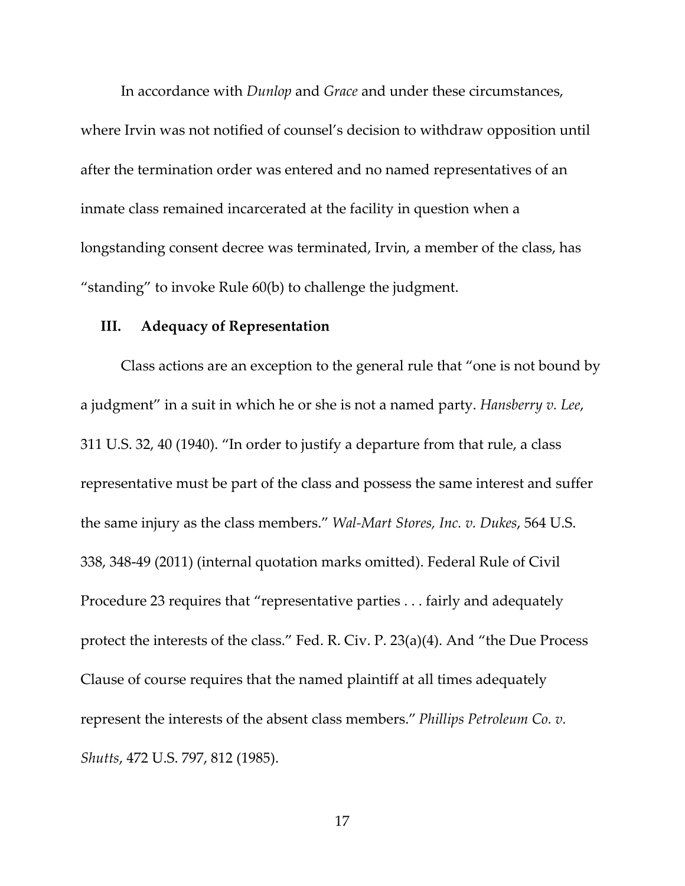In accordance with *Dunlop* and *Grace* and under these circumstances, where Irvin was not notified of counsel's decision to withdraw opposition until after the termination order was entered and no named representatives of an inmate class remained incarcerated at the facility in question when a longstanding consent decree was terminated, Irvin, a member of the class, has "standing" to invoke Rule 60(b) to challenge the judgment.

### III. Adequacy of Representation

Class actions are an exception to the general rule that "one is not bound by a judgment" in a suit in which he or she is not a named party. *Hansberry v. Lee*, 311 U.S. 32, 40 (1940). "In order to justify a departure from that rule, a class representative must be part of the class and possess the same interest and suffer the same injury as the class members." *Wal-Mart Stores, Inc. v. Dukes*, 564 U.S. 338, 348-49 (2011) (internal quotation marks omitted). Federal Rule of Civil Procedure 23 requires that "representative parties . . . fairly and adequately protect the interests of the class." Fed. R. Civ. P. 23(a)(4). And "the Due Process Clause of course requires that the named plaintiff at all times adequately represent the interests of the absent class members." *Phillips Petroleum Co. v. Shutts*, 472 U.S. 797, 812 (1985).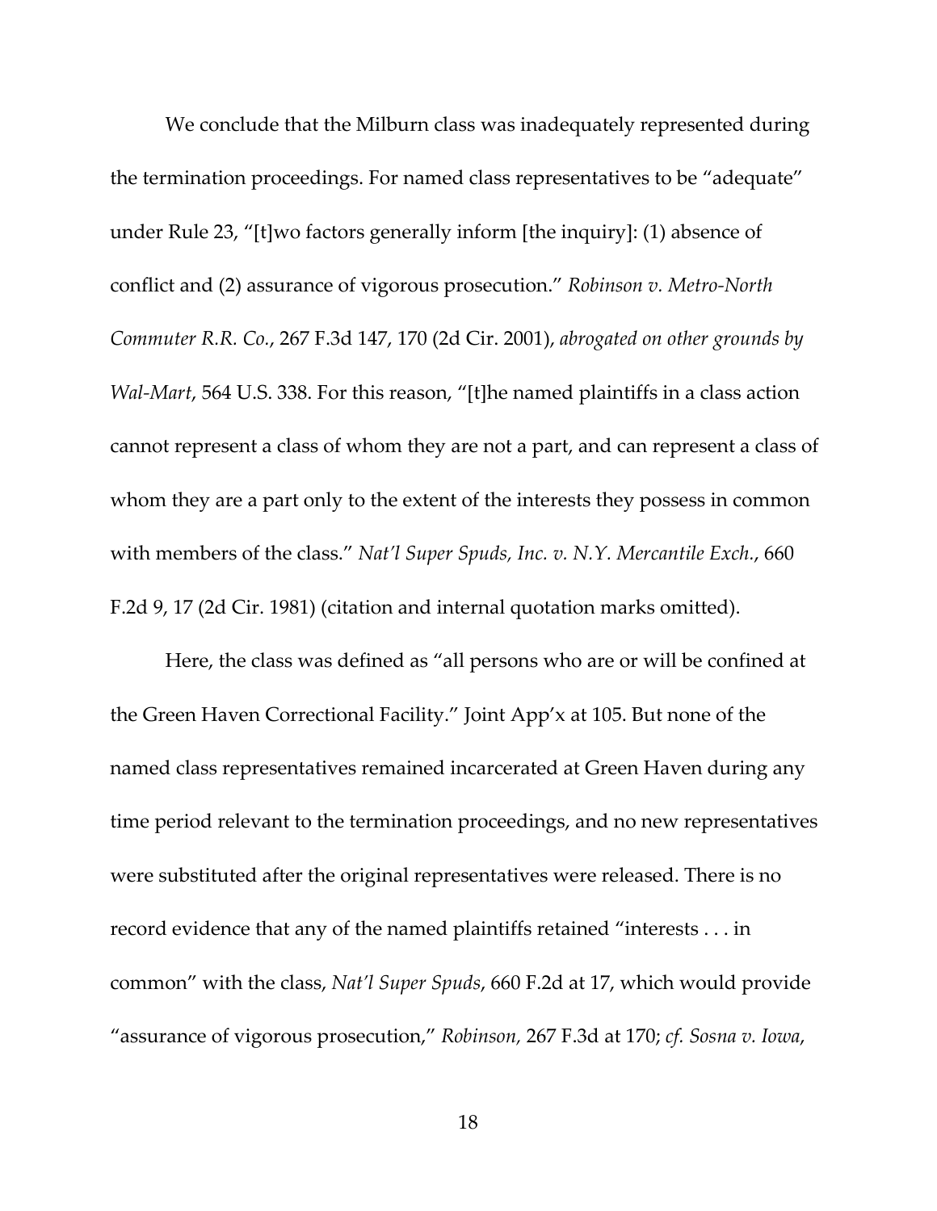We conclude that the Milburn class was inadequately represented during the termination proceedings. For named class representatives to be "adequate" under Rule 23, "[t]wo factors generally inform [the inquiry]: (1) absence of conflict and (2) assurance of vigorous prosecution." *Robinson v. Metro-North Commuter R.R. Co.*, 267 F.3d 147, 170 (2d Cir. 2001), *abrogated on other grounds by Wal-Mart*, 564 U.S. 338. For this reason, "[t]he named plaintiffs in a class action cannot represent a class of whom they are not a part, and can represent a class of whom they are a part only to the extent of the interests they possess in common with members of the class." *Nat'l Super Spuds, Inc. v. N.Y. Mercantile Exch.*, 660 F.2d 9, 17 (2d Cir. 1981) (citation and internal quotation marks omitted).

Here, the class was defined as "all persons who are or will be confined at the Green Haven Correctional Facility." Joint App'x at 105. But none of the named class representatives remained incarcerated at Green Haven during any time period relevant to the termination proceedings, and no new representatives were substituted after the original representatives were released. There is no record evidence that any of the named plaintiffs retained "interests . . . in common" with the class, *Nat'l Super Spuds*, 660 F.2d at 17, which would provide "assurance of vigorous prosecution," *Robinson*, 267 F.3d at 170; *cf. Sosna v. Iowa*,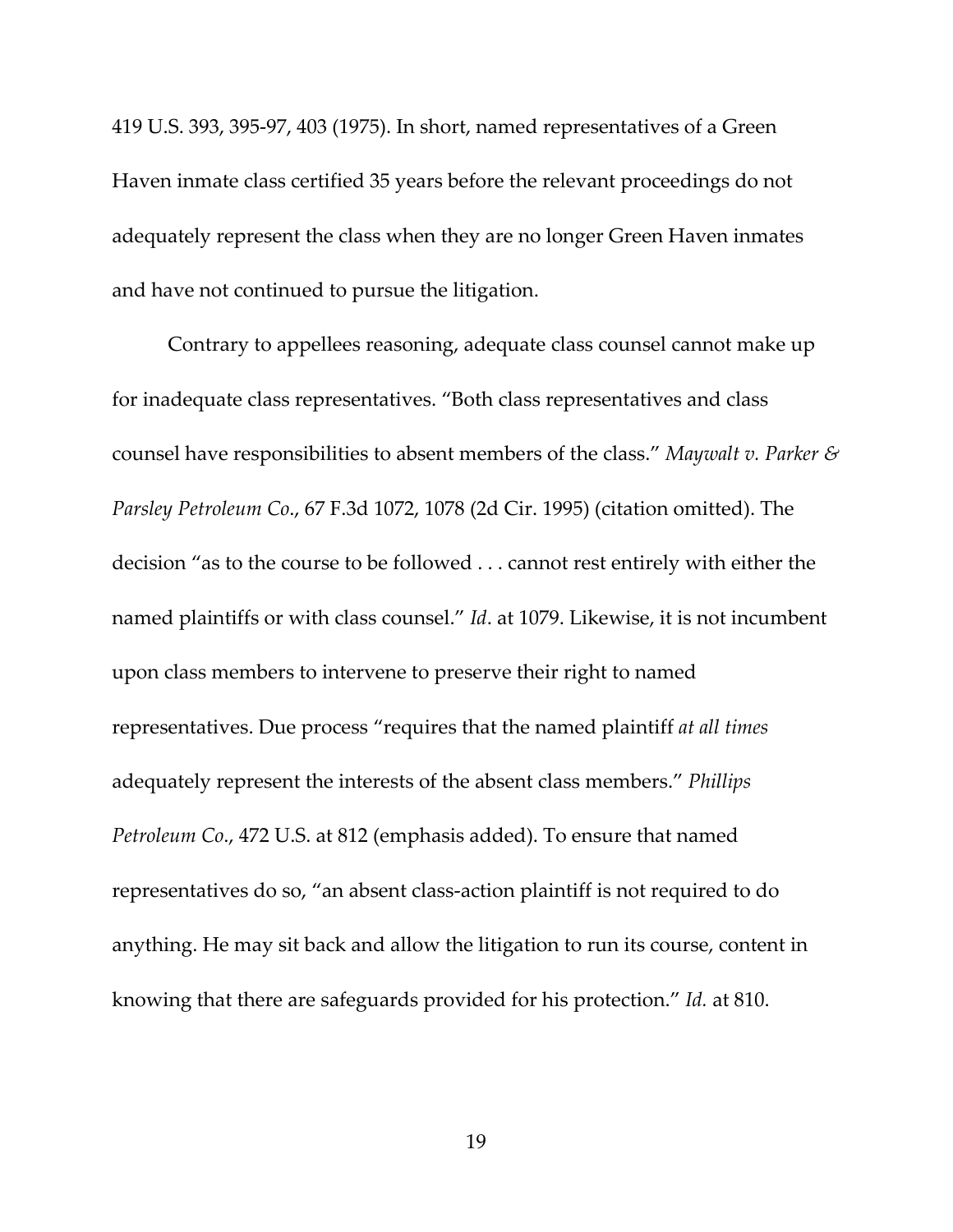419 U.S. 393, 395-97, 403 (1975). In short, named representatives of a Green Haven inmate class certified 35 years before the relevant proceedings do not adequately represent the class when they are no longer Green Haven inmates and have not continued to pursue the litigation.

Contrary to appellees reasoning, adequate class counsel cannot make up for inadequate class representatives. "Both class representatives and class counsel have responsibilities to absent members of the class." *Maywalt v. Parker & Parsley Petroleum Co.*, 67 F.3d 1072, 1078 (2d Cir. 1995) (citation omitted). The decision "as to the course to be followed . . . cannot rest entirely with either the named plaintiffs or with class counsel." *Id*. at 1079. Likewise, it is not incumbent upon class members to intervene to preserve their right to named representatives. Due process "requires that the named plaintiff *at all times* adequately represent the interests of the absent class members." *Phillips Petroleum Co.*, 472 U.S. at 812 (emphasis added). To ensure that named representatives do so, "an absent class-action plaintiff is not required to do anything. He may sit back and allow the litigation to run its course, content in knowing that there are safeguards provided for his protection." *Id.* at 810.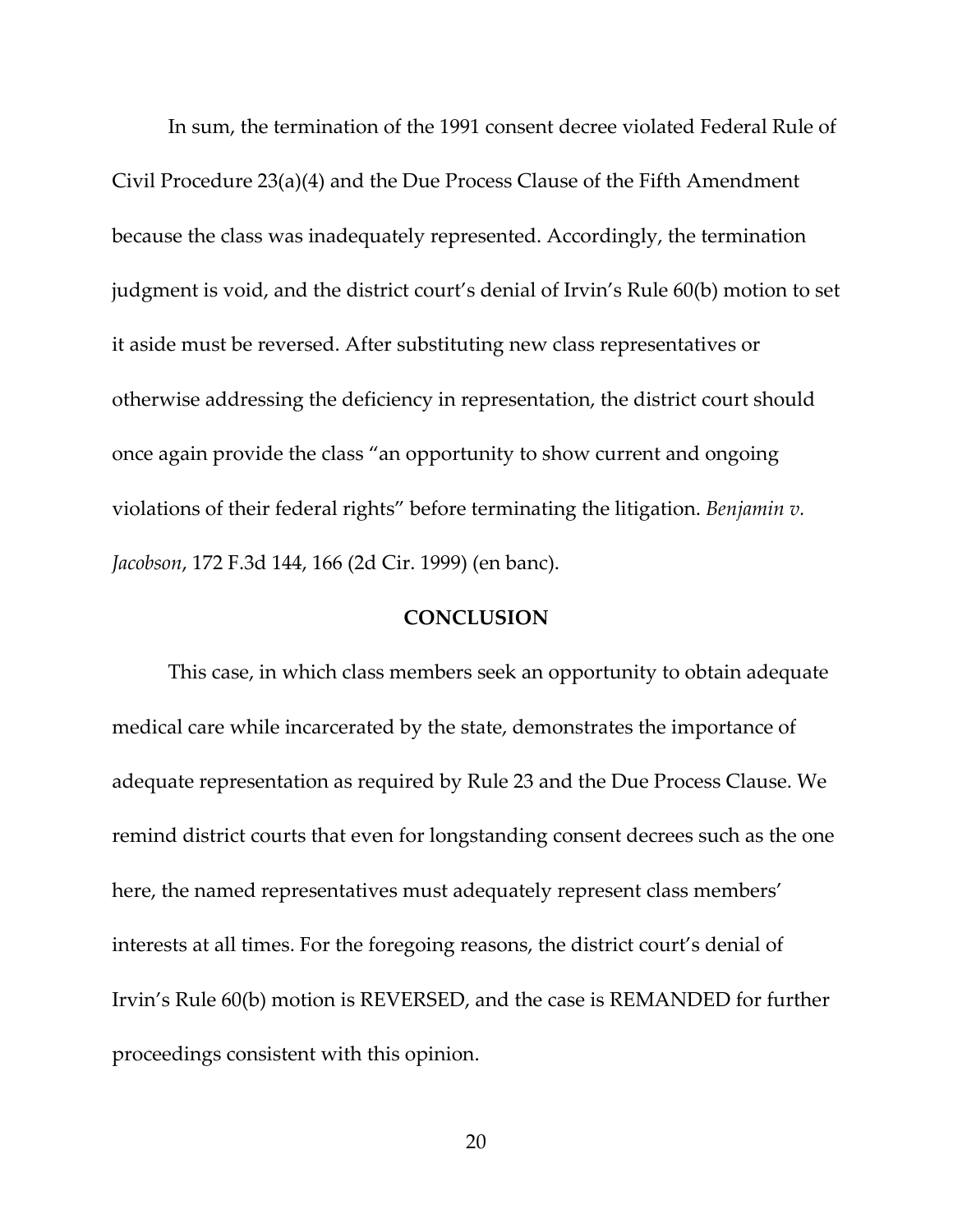In sum, the termination of the 1991 consent decree violated Federal Rule of Civil Procedure 23(a)(4) and the Due Process Clause of the Fifth Amendment because the class was inadequately represented. Accordingly, the termination judgment is void, and the district court's denial of Irvin's Rule 60(b) motion to set it aside must be reversed. After substituting new class representatives or otherwise addressing the deficiency in representation, the district court should once again provide the class "an opportunity to show current and ongoing violations of their federal rights" before terminating the litigation. *Benjamin v. Jacobson*, 172 F.3d 144, 166 (2d Cir. 1999) (en banc).

## CONCLUSION

This case, in which class members seek an opportunity to obtain adequate medical care while incarcerated by the state, demonstrates the importance of adequate representation as required by Rule 23 and the Due Process Clause. We remind district courts that even for longstanding consent decrees such as the one here, the named representatives must adequately represent class members' interests at all times. For the foregoing reasons, the district court's denial of Irvin's Rule 60(b) motion is REVERSED, and the case is REMANDED for further proceedings consistent with this opinion.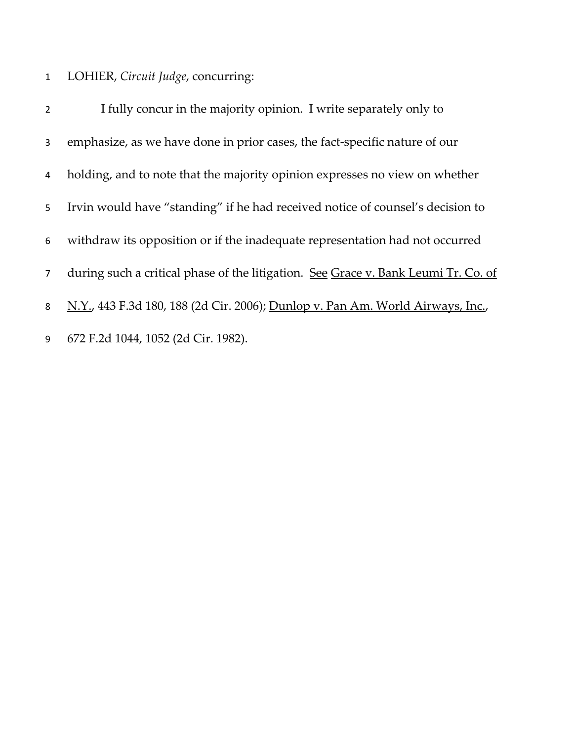LOHIER, *Circuit Judge*, concurring:

I fully concur in the majority opinion. I write separately only to emphasize, as we have done in prior cases, the fact-specific nature of our holding, and to note that the majority opinion expresses no view on whether Irvin would have "standing" if he had received notice of counsel's decision to withdraw its opposition or if the inadequate representation had not occurred during such a critical phase of the litigation. See Grace v. Bank Leumi Tr. Co. of N.Y., 443 F.3d 180, 188 (2d Cir. 2006); Dunlop v. Pan Am. World Airways, Inc., 672 F.2d 1044, 1052 (2d Cir. 1982).